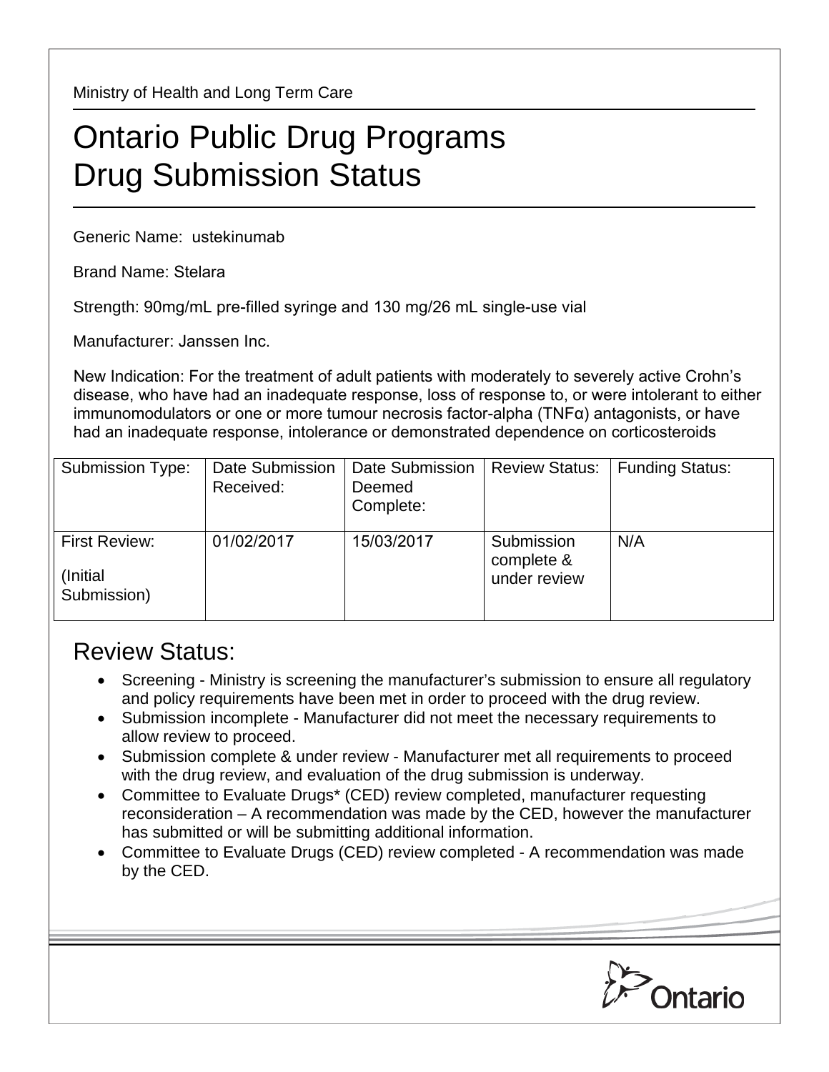Ministry of Health and Long Term Care

# Ontario Public Drug Programs Drug Submission Status

Generic Name: ustekinumab

Brand Name: Stelara

Strength: 90mg/mL pre-filled syringe and 130 mg/26 mL single-use vial

Manufacturer: Janssen Inc.

New Indication: For the treatment of adult patients with moderately to severely active Crohn's disease, who have had an inadequate response, loss of response to, or were intolerant to either immunomodulators or one or more tumour necrosis factor-alpha (TNFα) antagonists, or have had an inadequate response, intolerance or demonstrated dependence on corticosteroids

| Submission Type: | Date Submission Received: | Date Submission Deemed Complete: | Review Status: | Funding Status: |
|---|---|---|---|---|
| First Review: (Initial Submission) | 01/02/2017 | 15/03/2017 | Submission complete & under review | N/A |

## Review Status:

- Screening - Ministry is screening the manufacturer's submission to ensure all regulatory and policy requirements have been met in order to proceed with the drug review.
- Submission incomplete - Manufacturer did not meet the necessary requirements to allow review to proceed.
- Submission complete & under review - Manufacturer met all requirements to proceed with the drug review, and evaluation of the drug submission is underway.
- Committee to Evaluate Drugs* (CED) review completed, manufacturer requesting reconsideration – A recommendation was made by the CED, however the manufacturer has submitted or will be submitting additional information.
- Committee to Evaluate Drugs (CED) review completed - A recommendation was made by the CED.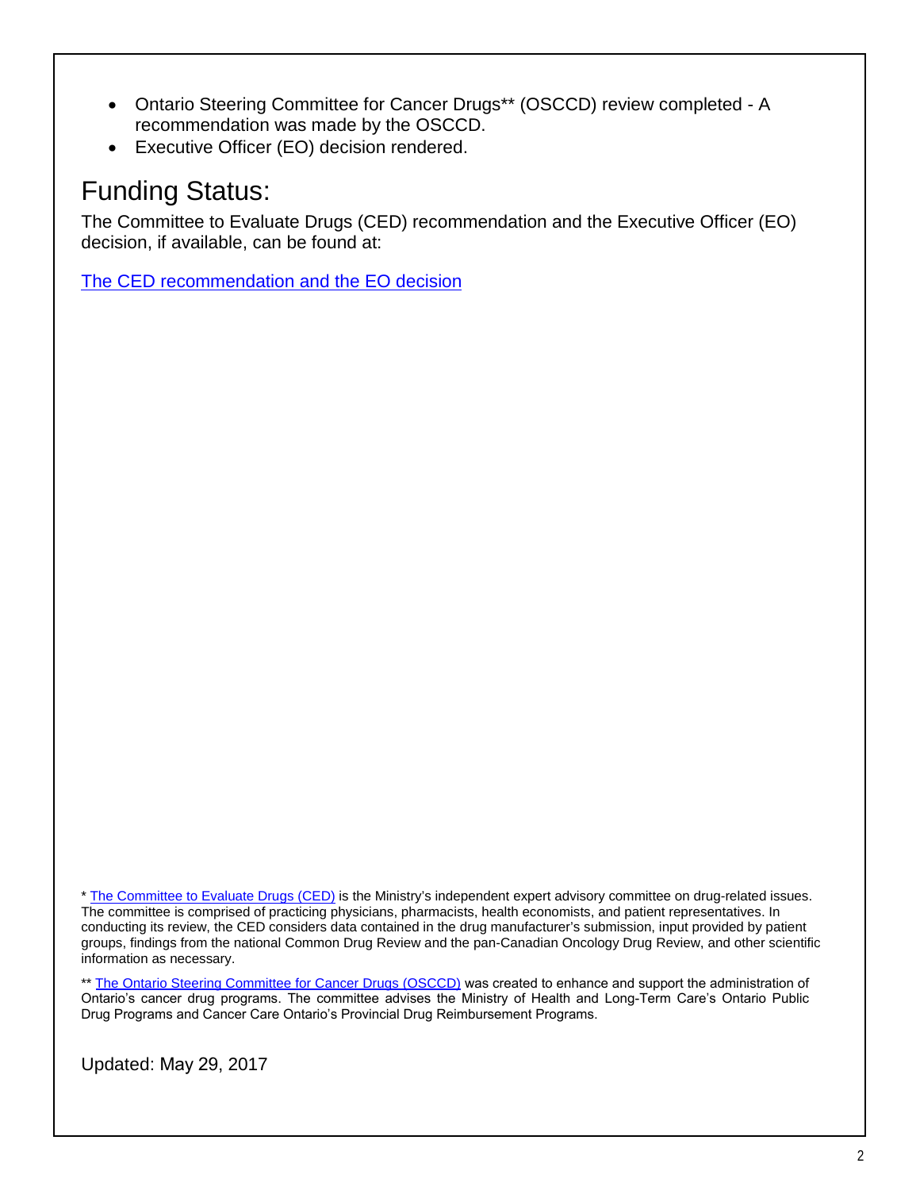- Ontario Steering Committee for Cancer Drugs** (OSCCD) review completed - A recommendation was made by the OSCCD.
- Executive Officer (EO) decision rendered.

# Funding Status:

The Committee to Evaluate Drugs (CED) recommendation and the Executive Officer (EO) decision, if available, can be found at:

The CED recommendation and the EO decision

* The Committee to Evaluate Drugs (CED) is the Ministry's independent expert advisory committee on drug-related issues. The committee is comprised of practicing physicians, pharmacists, health economists, and patient representatives. In conducting its review, the CED considers data contained in the drug manufacturer's submission, input provided by patient groups, findings from the national Common Drug Review and the pan-Canadian Oncology Drug Review, and other scientific information as necessary.

** The Ontario Steering Committee for Cancer Drugs (OSCCD) was created to enhance and support the administration of Ontario's cancer drug programs. The committee advises the Ministry of Health and Long-Term Care's Ontario Public Drug Programs and Cancer Care Ontario's Provincial Drug Reimbursement Programs.

Updated: May 29, 2017